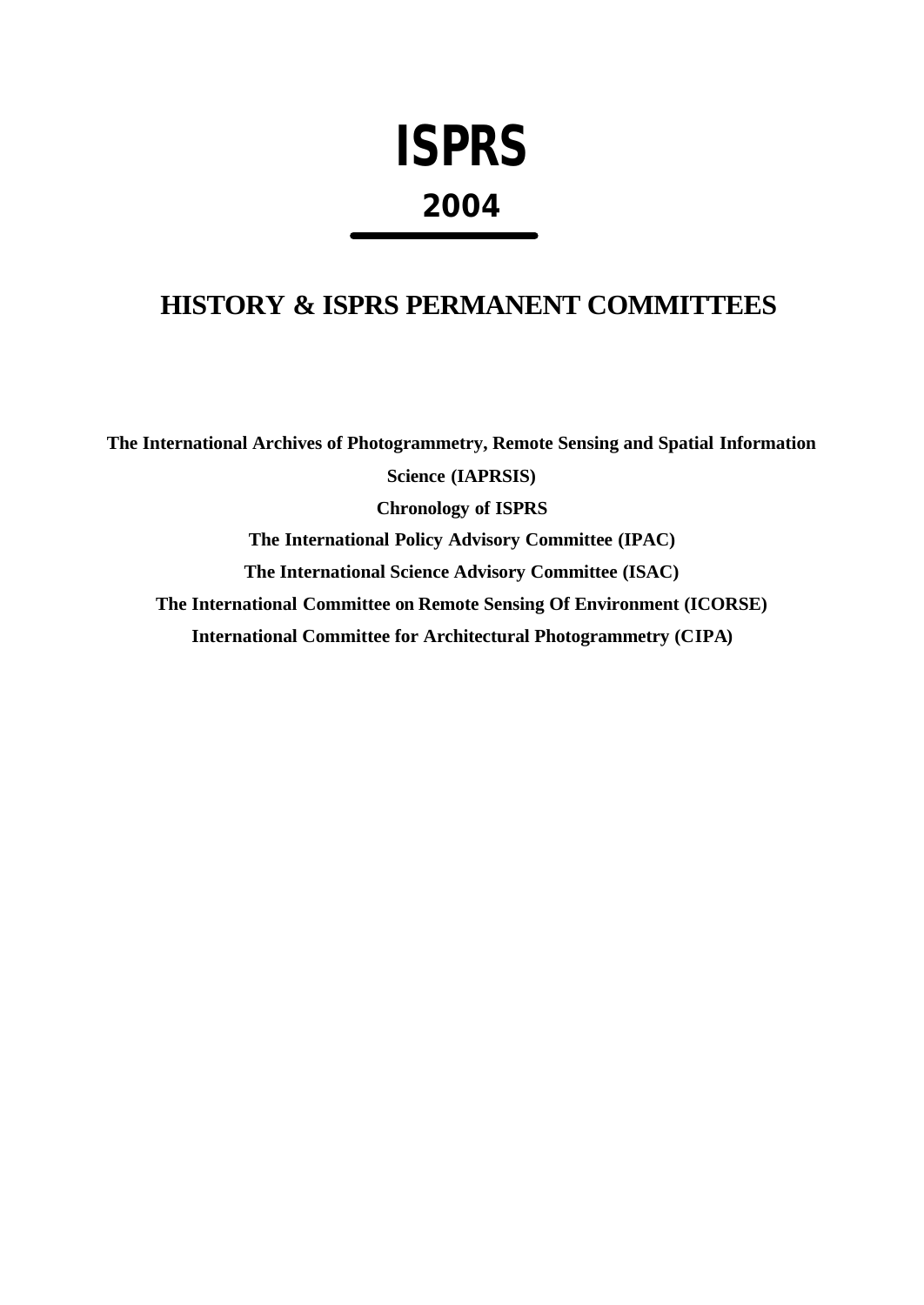# ISPRS

## 2004

## HISTORY & ISPRS PERMANENT COMMITTEES

**The International Archives of Photogrammetry, Remote Sensing and Spatial Information Science (IAPRSIS)**

**Chronology of ISPRS**

**The International Policy Advisory Committee (IPAC)**

**The International Science Advisory Committee (ISAC)**

**The International Committee on Remote Sensing Of Environment (ICORSE)**

**International Committee for Architectural Photogrammetry (CIPA)**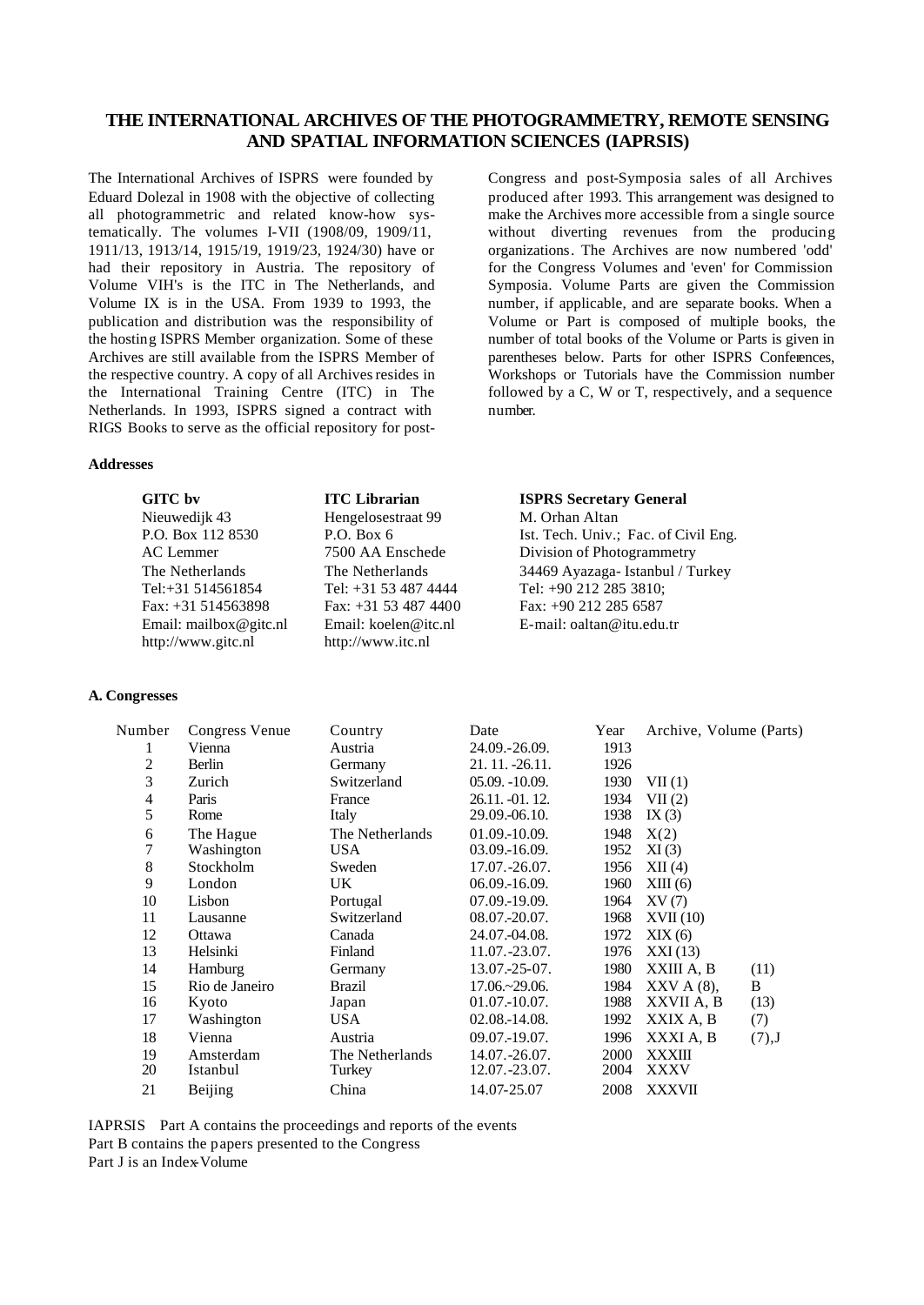# THE INTERNATIONAL ARCHIVES OF THE PHOTOGRAMMETRY, REMOTE SENSING AND SPATIAL INFORMATION SCIENCES (IAPRSIS)

The International Archives of ISPRS were founded by Eduard Dolezal in 1908 with the objective of collecting all photogrammetric and related know-how systematically. The volumes I-VII (1908/09, 1909/11, 1911/13, 1913/14, 1915/19, 1919/23, 1924/30) have or had their repository in Austria. The repository of Volume VIH's is the ITC in The Netherlands, and Volume IX is in the USA. From 1939 to 1993, the publication and distribution was the responsibility of the hosting ISPRS Member organization. Some of these Archives are still available from the ISPRS Member of the respective country. A copy of all Archives resides in the International Training Centre (ITC) in The Netherlands. In 1993, ISPRS signed a contract with RIGS Books to serve as the official repository for post-Congress and post-Symposia sales of all Archives produced after 1993. This arrangement was designed to make the Archives more accessible from a single source without diverting revenues from the producing organizations. The Archives are now numbered 'odd' for the Congress Volumes and 'even' for Commission Symposia. Volume Parts are given the Commission number, if applicable, and are separate books. When a Volume or Part is composed of multiple books, the number of total books of the Volume or Parts is given in parentheses below. Parts for other ISPRS Conferences, Workshops or Tutorials have the Commission number followed by a C, W or T, respectively, and a sequence number.

### Addresses

**GITC bv**
Nieuwedijk 43
P.O. Box 112 8530
AC Lemmer
The Netherlands
Tel:+31 514561854
Fax: +31 514563898
Email: mailbox@gitc.nl
http://www.gitc.nl

**ITC Librarian**
Hengelosestraat 99
P.O. Box 6
7500 AA Enschede
The Netherlands
Tel: +31 53 487 4444
Fax: +31 53 487 4400
Email: koelen@itc.nl
http://www.itc.nl

**ISPRS Secretary General**
M. Orhan Altan
Ist. Tech. Univ.; Fac. of Civil Eng.
Division of Photogrammetry
34469 Ayazaga- Istanbul / Turkey
Tel: +90 212 285 3810;
Fax: +90 212 285 6587
E-mail: oaltan@itu.edu.tr

### A. Congresses

| Number | Congress Venue | Country | Date | Year | Archive, Volume (Parts) | |
|---|---|---|---|---|---|---|
| 1 | Vienna | Austria | 24.09.-26.09. | 1913 | | |
| 2 | Berlin | Germany | 21. 11. -26.11. | 1926 | | |
| 3 | Zurich | Switzerland | 05.09. -10.09. | 1930 | VII (1) | |
| 4 | Paris | France | 26.11. -01. 12. | 1934 | VII (2) | |
| 5 | Rome | Italy | 29.09.-06.10. | 1938 | IX (3) | |
| 6 | The Hague | The Netherlands | 01.09.-10.09. | 1948 | X(2) | |
| 7 | Washington | USA | 03.09.-16.09. | 1952 | XI (3) | |
| 8 | Stockholm | Sweden | 17.07.-26.07. | 1956 | XII (4) | |
| 9 | London | UK | 06.09.-16.09. | 1960 | XIII (6) | |
| 10 | Lisbon | Portugal | 07.09.-19.09. | 1964 | XV (7) | |
| 11 | Lausanne | Switzerland | 08.07.-20.07. | 1968 | XVII (10) | |
| 12 | Ottawa | Canada | 24.07.-04.08. | 1972 | XIX (6) | |
| 13 | Helsinki | Finland | 11.07.-23.07. | 1976 | XXI (13) | |
| 14 | Hamburg | Germany | 13.07.-25-07. | 1980 | XXIII A, B | (11) |
| 15 | Rio de Janeiro | Brazil | 17.06.~29.06. | 1984 | XXV A (8), | B |
| 16 | Kyoto | Japan | 01.07.-10.07. | 1988 | XXVII A, B | (13) |
| 17 | Washington | USA | 02.08.-14.08. | 1992 | XXIX A, B | (7) |
| 18 | Vienna | Austria | 09.07.-19.07. | 1996 | XXXI A, B | (7),J |
| 19 | Amsterdam | The Netherlands | 14.07.-26.07. | 2000 | XXXIII | |
| 20 | Istanbul | Turkey | 12.07.-23.07. | 2004 | XXXV | |
| 21 | Beijing | China | 14.07-25.07 | 2008 | XXXVII | |

IAPRSIS Part A contains the proceedings and reports of the events
Part B contains the papers presented to the Congress
Part J is an Index-Volume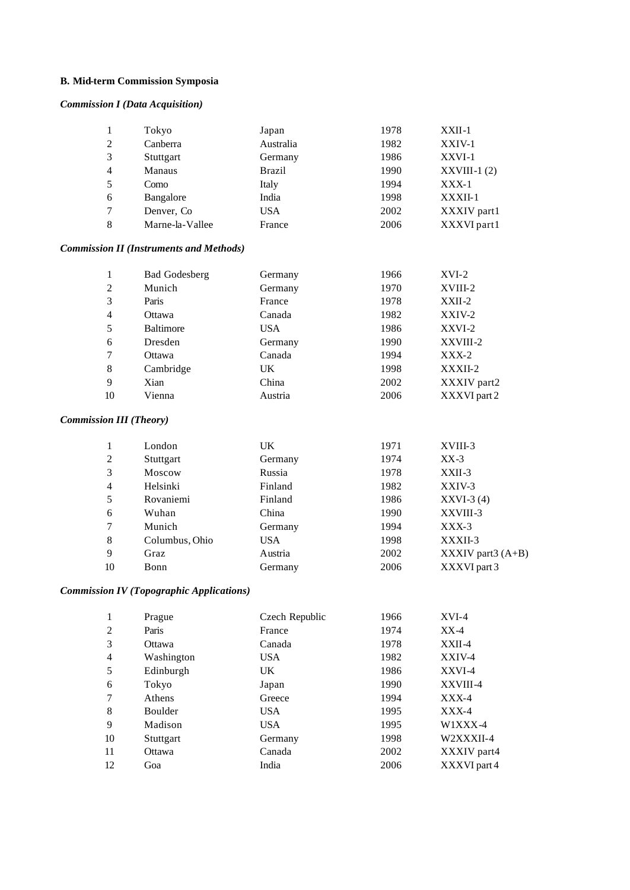### B. Mid-term Commission Symposia

#### *Commission I (Data Acquisition)*

| | | | | |
|---|---|---|---|---|
| 1 | Tokyo | Japan | 1978 | XXII-1 |
| 2 | Canberra | Australia | 1982 | XXIV-1 |
| 3 | Stuttgart | Germany | 1986 | XXVI-1 |
| 4 | Manaus | Brazil | 1990 | XXVIII-1 (2) |
| 5 | Como | Italy | 1994 | XXX-1 |
| 6 | Bangalore | India | 1998 | XXXII-1 |
| 7 | Denver, Co | USA | 2002 | XXXIV part1 |
| 8 | Marne-la-Vallee | France | 2006 | XXXVI part1 |

#### *Commission II (Instruments and Methods)*

| | | | | |
|---|---|---|---|---|
| 1 | Bad Godesberg | Germany | 1966 | XVI-2 |
| 2 | Munich | Germany | 1970 | XVIII-2 |
| 3 | Paris | France | 1978 | XXII-2 |
| 4 | Ottawa | Canada | 1982 | XXIV-2 |
| 5 | Baltimore | USA | 1986 | XXVI-2 |
| 6 | Dresden | Germany | 1990 | XXVIII-2 |
| 7 | Ottawa | Canada | 1994 | XXX-2 |
| 8 | Cambridge | UK | 1998 | XXXII-2 |
| 9 | Xian | China | 2002 | XXXIV part2 |
| 10 | Vienna | Austria | 2006 | XXXVI part 2 |

#### *Commission III (Theory)*

| | | | | |
|---|---|---|---|---|
| 1 | London | UK | 1971 | XVIII-3 |
| 2 | Stuttgart | Germany | 1974 | XX-3 |
| 3 | Moscow | Russia | 1978 | XXII-3 |
| 4 | Helsinki | Finland | 1982 | XXIV-3 |
| 5 | Rovaniemi | Finland | 1986 | XXVI-3 (4) |
| 6 | Wuhan | China | 1990 | XXVIII-3 |
| 7 | Munich | Germany | 1994 | XXX-3 |
| 8 | Columbus, Ohio | USA | 1998 | XXXII-3 |
| 9 | Graz | Austria | 2002 | XXXIV part3 (A+B) |
| 10 | Bonn | Germany | 2006 | XXXVI part 3 |

#### *Commission IV (Topographic Applications)*

| | | | | |
|---|---|---|---|---|
| 1 | Prague | Czech Republic | 1966 | XVI-4 |
| 2 | Paris | France | 1974 | XX-4 |
| 3 | Ottawa | Canada | 1978 | XXII-4 |
| 4 | Washington | USA | 1982 | XXIV-4 |
| 5 | Edinburgh | UK | 1986 | XXVI-4 |
| 6 | Tokyo | Japan | 1990 | XXVIII-4 |
| 7 | Athens | Greece | 1994 | XXX-4 |
| 8 | Boulder | USA | 1995 | XXX-4 |
| 9 | Madison | USA | 1995 | W1XXX-4 |
| 10 | Stuttgart | Germany | 1998 | W2XXXII-4 |
| 11 | Ottawa | Canada | 2002 | XXXIV part4 |
| 12 | Goa | India | 2006 | XXXVI part 4 |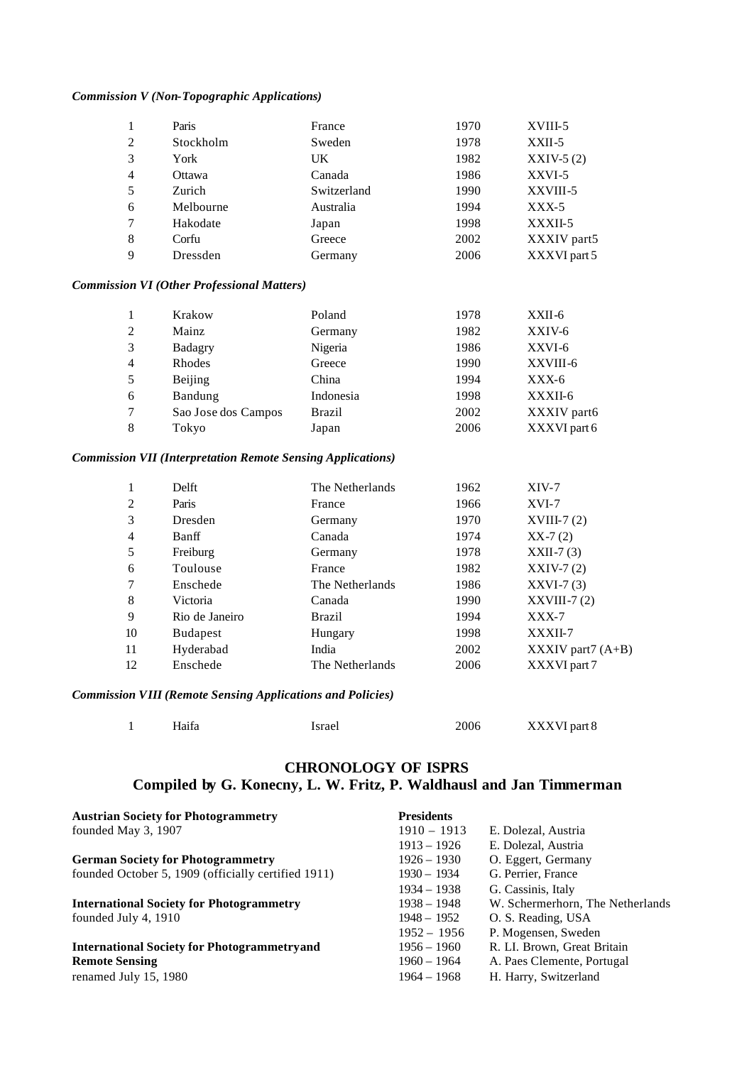*Commission V (Non-Topographic Applications)*

| | | | | |
|---|---|---|---|---|
| 1 | Paris | France | 1970 | XVIII-5 |
| 2 | Stockholm | Sweden | 1978 | XXII-5 |
| 3 | York | UK | 1982 | XXIV-5 (2) |
| 4 | Ottawa | Canada | 1986 | XXVI-5 |
| 5 | Zurich | Switzerland | 1990 | XXVIII-5 |
| 6 | Melbourne | Australia | 1994 | XXX-5 |
| 7 | Hakodate | Japan | 1998 | XXXII-5 |
| 8 | Corfu | Greece | 2002 | XXXIV part5 |
| 9 | Dressden | Germany | 2006 | XXXVI part 5 |

*Commission VI (Other Professional Matters)*

| | | | | |
|---|---|---|---|---|
| 1 | Krakow | Poland | 1978 | XXII-6 |
| 2 | Mainz | Germany | 1982 | XXIV-6 |
| 3 | Badagry | Nigeria | 1986 | XXVI-6 |
| 4 | Rhodes | Greece | 1990 | XXVIII-6 |
| 5 | Beijing | China | 1994 | XXX-6 |
| 6 | Bandung | Indonesia | 1998 | XXXII-6 |
| 7 | Sao Jose dos Campos | Brazil | 2002 | XXXIV part6 |
| 8 | Tokyo | Japan | 2006 | XXXVI part 6 |

*Commission VII (Interpretation Remote Sensing Applications)*

| | | | | |
|---|---|---|---|---|
| 1 | Delft | The Netherlands | 1962 | XIV-7 |
| 2 | Paris | France | 1966 | XVI-7 |
| 3 | Dresden | Germany | 1970 | XVIII-7 (2) |
| 4 | Banff | Canada | 1974 | XX-7 (2) |
| 5 | Freiburg | Germany | 1978 | XXII-7 (3) |
| 6 | Toulouse | France | 1982 | XXIV-7 (2) |
| 7 | Enschede | The Netherlands | 1986 | XXVI-7 (3) |
| 8 | Victoria | Canada | 1990 | XXVIII-7 (2) |
| 9 | Rio de Janeiro | Brazil | 1994 | XXX-7 |
| 10 | Budapest | Hungary | 1998 | XXXII-7 |
| 11 | Hyderabad | India | 2002 | XXXIV part7 (A+B) |
| 12 | Enschede | The Netherlands | 2006 | XXXVI part 7 |

*Commission VIII (Remote Sensing Applications and Policies)*

| | | | | |
|---|---|---|---|---|
| 1 | Haifa | Israel | 2006 | XXXVI part 8 |

## CHRONOLOGY OF ISPRS
## Compiled by G. Konecny, L. W. Fritz, P. Waldhausl and Jan Timmerman

**Austrian Society for Photogrammetry**
founded May 3, 1907

**German Society for Photogrammetry**
founded October 5, 1909 (officially certified 1911)

**International Society for Photogrammetry**
founded July 4, 1910

**International Society for Photogrammetryand Remote Sensing**
renamed July 15, 1980

| Presidents | |
|---|---|
| 1910 – 1913 | E. Dolezal, Austria |
| 1913 – 1926 | E. Dolezal, Austria |
| 1926 – 1930 | O. Eggert, Germany |
| 1930 – 1934 | G. Perrier, France |
| 1934 – 1938 | G. Cassinis, Italy |
| 1938 – 1948 | W. Schermerhorn, The Netherlands |
| 1948 – 1952 | O. S. Reading, USA |
| 1952 – 1956 | P. Mogensen, Sweden |
| 1956 – 1960 | R. Ll. Brown, Great Britain |
| 1960 – 1964 | A. Paes Clemente, Portugal |
| 1964 – 1968 | H. Harry, Switzerland |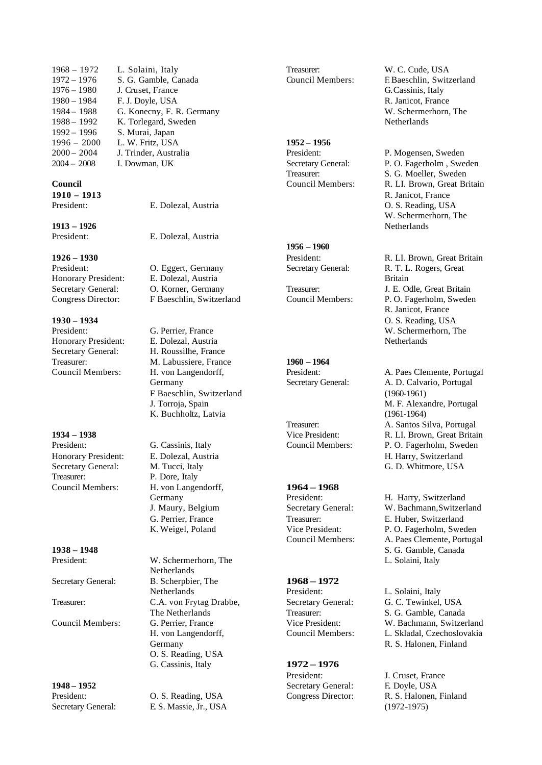| | |
|---|---|
| 1968 – 1972 | L. Solaini, Italy |
| 1972 – 1976 | S. G. Gamble, Canada |
| 1976 – 1980 | J. Cruset, France |
| 1980 – 1984 | F. J. Doyle, USA |
| 1984 – 1988 | G. Konecny, F. R. Germany |
| 1988 – 1992 | K. Torlegard, Sweden |
| 1992 – 1996 | S. Murai, Japan |
| 1996 – 2000 | L. W. Fritz, USA |
| 2000 – 2004 | J. Trinder, Australia |
| 2004 – 2008 | I. Dowman, UK |

**Council**

**1910 – 1913**

President: E. Dolezal, Austria

**1913 – 1926**

President: E. Dolezal, Austria

**1926 – 1930**

President: O. Eggert, Germany
Honorary President: E. Dolezal, Austria
Secretary General: O. Korner, Germany
Congress Director: F Baeschlin, Switzerland

**1930 – 1934**

President: G. Perrier, France
Honorary President: E. Dolezal, Austria
Secretary General: H. Roussilhe, France
Treasurer: M. Labussiere, France
Council Members: H. von Langendorff, Germany
F Baeschlin, Switzerland
J. Torroja, Spain
K. Buchholtz, Latvia

**1934 – 1938**

President: G. Cassinis, Italy
Honorary President: E. Dolezal, Austria
Secretary General: M. Tucci, Italy
Treasurer: P. Dore, Italy
Council Members: H. von Langendorff, Germany
J. Maury, Belgium
G. Perrier, France
K. Weigel, Poland

**1938 – 1948**

President: W. Schermerhorn, The Netherlands
Secretary General: B. Scherpbier, The Netherlands
Treasurer: C.A. von Frytag Drabbe, The Netherlands
Council Members: G. Perrier, France
H. von Langendorff, Germany
O. S. Reading, USA
G. Cassinis, Italy

**1948 – 1952**

President: O. S. Reading, USA
Secretary General: E. S. Massie, Jr., USA
Treasurer: W. C. Cude, USA
Council Members: F. Baeschlin, Switzerland
G. Cassinis, Italy
R. Janicot, France
W. Schermerhorn, The Netherlands

**1952 – 1956**

President: P. Mogensen, Sweden
Secretary General: P. O. Fagerholm , Sweden
Treasurer: S. G. Moeller, Sweden
Council Members: R. Ll. Brown, Great Britain
R. Janicot, France
O. S. Reading, USA
W. Schermerhorn, The Netherlands

**1956 – 1960**

President: R. Ll. Brown, Great Britain
Secretary General: R. T. L. Rogers, Great Britain
Treasurer: J. E. Odle, Great Britain
Council Members: P. O. Fagerholm, Sweden
R. Janicot, France
O. S. Reading, USA
W. Schermerhorn, The Netherlands

**1960 – 1964**

President: A. Paes Clemente, Portugal
Secretary General: A. D. Calvario, Portugal (1960-1961)
M. F. Alexandre, Portugal (1961-1964)
Treasurer: A. Santos Silva, Portugal
Vice President: R. Ll. Brown, Great Britain
Council Members: P. O. Fagerholm, Sweden
H. Harry, Switzerland
G. D. Whitmore, USA

**1964 – 1968**

President: H. Harry, Switzerland
Secretary General: W. Bachmann,Switzerland
Treasurer: E. Huber, Switzerland
Vice President: P. O. Fagerholm, Sweden
Council Members: A. Paes Clemente, Portugal
S. G. Gamble, Canada
L. Solaini, Italy

**1968 – 1972**

President: L. Solaini, Italy
Secretary General: G. C. Tewinkel, USA
Treasurer: S. G. Gamble, Canada
Vice President: W. Bachmann, Switzerland
Council Members: L. Skladal, Czechoslovakia
R. S. Halonen, Finland

**1972 – 1976**

President: J. Cruset, France
Secretary General: F. Doyle, USA
Congress Director: R. S. Halonen, Finland (1972-1975)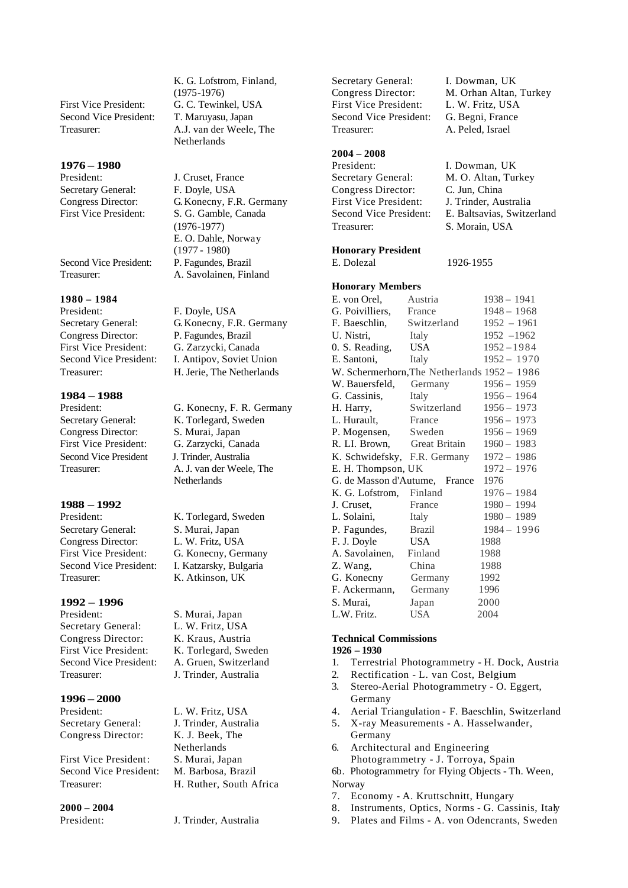| | |
|---|---|
| | K. G. Lofstrom, Finland, (1975-1976) |
| First Vice President: | G. C. Tewinkel, USA |
| Second Vice President: | T. Maruyasu, Japan |
| Treasurer: | A.J. van der Weele, The Netherlands |

**1976 – 1980**

| | |
|---|---|
| President: | J. Cruset, France |
| Secretary General: | F. Doyle, USA |
| Congress Director: | G.Konecny, F.R. Germany |
| First Vice President: | S. G. Gamble, Canada (1976-1977) E. O. Dahle, Norway (1977 - 1980) |
| Second Vice President: | P. Fagundes, Brazil |
| Treasurer: | A. Savolainen, Finland |

**1980 – 1984**

| | |
|---|---|
| President: | F. Doyle, USA |
| Secretary General: | G.Konecny, F.R. Germany |
| Congress Director: | P. Fagundes, Brazil |
| First Vice President: | G. Zarzycki, Canada |
| Second Vice President: | I. Antipov, Soviet Union |
| Treasurer: | H. Jerie, The Netherlands |

**1984 – 1988**

| | |
|---|---|
| President: | G. Konecny, F. R. Germany |
| Secretary General: | K. Torlegard, Sweden |
| Congress Director: | S. Murai, Japan |
| First Vice President: | G. Zarzycki, Canada |
| Second Vice President | J. Trinder, Australia |
| Treasurer: | A. J. van der Weele, The Netherlands |

**1988 – 1992**

| | |
|---|---|
| President: | K. Torlegard, Sweden |
| Secretary General: | S. Murai, Japan |
| Congress Director: | L. W. Fritz, USA |
| First Vice President: | G. Konecny, Germany |
| Second Vice President: | I. Katzarsky, Bulgaria |
| Treasurer: | K. Atkinson, UK |

**1992 – 1996**

| | |
|---|---|
| President: | S. Murai, Japan |
| Secretary General: | L. W. Fritz, USA |
| Congress Director: | K. Kraus, Austria |
| First Vice President: | K. Torlegard, Sweden |
| Second Vice President: | A. Gruen, Switzerland |
| Treasurer: | J. Trinder, Australia |

**1996 – 2000**

| | |
|---|---|
| President: | L. W. Fritz, USA |
| Secretary General: | J. Trinder, Australia |
| Congress Director: | K. J. Beek, The Netherlands |
| First Vice President: | S. Murai, Japan |
| Second Vice President: | M. Barbosa, Brazil |
| Treasurer: | H. Ruther, South Africa |

**2000 – 2004**

| | |
|---|---|
| President: | J. Trinder, Australia |
| Secretary General: | I. Dowman, UK |
| Congress Director: | M. Orhan Altan, Turkey |
| First Vice President: | L. W. Fritz, USA |
| Second Vice President: | G. Begni, France |
| Treasurer: | A. Peled, Israel |

**2004 – 2008**

| | |
|---|---|
| President: | I. Dowman, UK |
| Secretary General: | M. O. Altan, Turkey |
| Congress Director: | C. Jun, China |
| First Vice President: | J. Trinder, Australia |
| Second Vice President: | E. Baltsavias, Switzerland |
| Treasurer: | S. Morain, USA |

**Honorary President**

E. Dolezal 1926-1955

**Honorary Members**

| | | |
|---|---|---|
| E. von Orel, | Austria | 1938 – 1941 |
| G. Poivilliers, | France | 1948 – 1968 |
| F. Baeschlin, | Switzerland | 1952 – 1961 |
| U. Nistri, | Italy | 1952 –1962 |
| 0. S. Reading, | USA | 1952 –1984 |
| E. Santoni, | Italy | 1952 – 1970 |
| W. Schermerhorn, | The Netherlands | 1952 – 1986 |
| W. Bauersfeld, | Germany | 1956 – 1959 |
| G. Cassinis, | Italy | 1956 – 1964 |
| H. Harry, | Switzerland | 1956 – 1973 |
| L. Hurault, | France | 1956 – 1973 |
| P. Mogensen, | Sweden | 1956 – 1969 |
| R. Ll. Brown, | Great Britain | 1960 – 1983 |
| K. Schwidefsky, | F.R. Germany | 1972 – 1986 |
| E. H. Thompson, | UK | 1972 – 1976 |
| G. de Masson d'Autume, | France | 1976 |
| K. G. Lofstrom, | Finland | 1976 – 1984 |
| J. Cruset, | France | 1980 – 1994 |
| L. Solaini, | Italy | 1980 – 1989 |
| P. Fagundes, | Brazil | 1984 – 1996 |
| F. J. Doyle | USA | 1988 |
| A. Savolainen, | Finland | 1988 |
| Z. Wang, | China | 1988 |
| G. Konecny | Germany | 1992 |
| F. Ackermann, | Germany | 1996 |
| S. Murai, | Japan | 2000 |
| L.W. Fritz. | USA | 2004 |

**Technical Commissions**

**1926 – 1930**

1. Terrestrial Photogrammetry - H. Dock, Austria
2. Rectification - L. van Cost, Belgium
3. Stereo-Aerial Photogrammetry - O. Eggert, Germany
4. Aerial Triangulation - F. Baeschlin, Switzerland
5. X-ray Measurements - A. Hasselwander, Germany
6. Architectural and Engineering Photogrammetry - J. Torroya, Spain

6b. Photogrammetry for Flying Objects - Th. Ween, Norway

7. Economy - A. Kruttschnitt, Hungary
8. Instruments, Optics, Norms - G. Cassinis, Italy
9. Plates and Films - A. von Odencrants, Sweden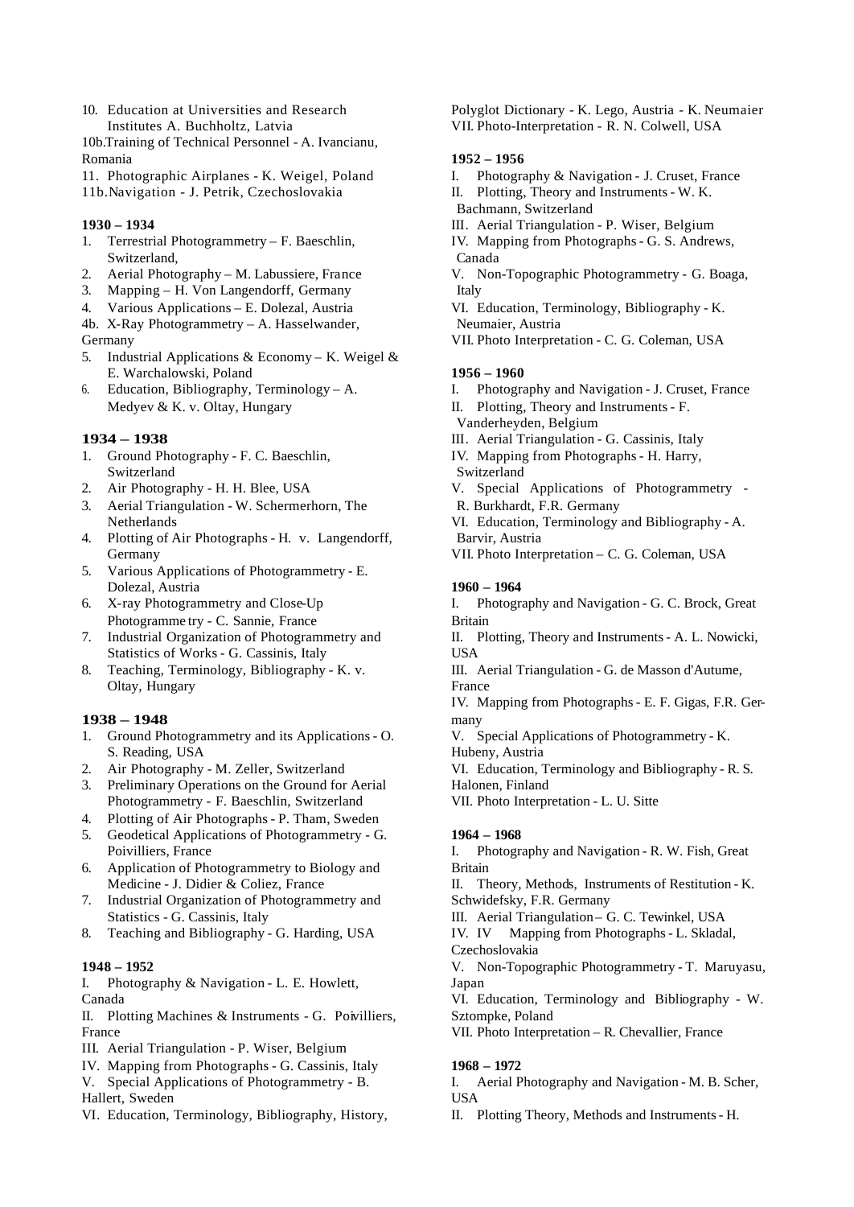10. Education at Universities and Research Institutes A. Buchholtz, Latvia

10b.Training of Technical Personnel - A. Ivancianu, Romania

11. Photographic Airplanes - K. Weigel, Poland

11b.Navigation - J. Petrik, Czechoslovakia

**1930 – 1934**

1. Terrestrial Photogrammetry – F. Baeschlin, Switzerland,
2. Aerial Photography – M. Labussiere, France
3. Mapping – H. Von Langendorff, Germany
4. Various Applications – E. Dolezal, Austria

4b. X-Ray Photogrammetry – A. Hasselwander, Germany

5. Industrial Applications & Economy – K. Weigel & E. Warchalowski, Poland
6. Education, Bibliography, Terminology – A. Medyev & K. v. Oltay, Hungary

**1934 – 1938**

1. Ground Photography - F. C. Baeschlin, Switzerland
2. Air Photography - H. H. Blee, USA
3. Aerial Triangulation - W. Schermerhorn, The Netherlands
4. Plotting of Air Photographs - H. v. Langendorff, Germany
5. Various Applications of Photogrammetry - E. Dolezal, Austria
6. X-ray Photogrammetry and Close-Up Photogramme try - C. Sannie, France
7. Industrial Organization of Photogrammetry and Statistics of Works - G. Cassinis, Italy
8. Teaching, Terminology, Bibliography - K. v. Oltay, Hungary

**1938 – 1948**

1. Ground Photogrammetry and its Applications - O. S. Reading, USA
2. Air Photography - M. Zeller, Switzerland
3. Preliminary Operations on the Ground for Aerial Photogrammetry - F. Baeschlin, Switzerland
4. Plotting of Air Photographs - P. Tham, Sweden
5. Geodetical Applications of Photogrammetry - G. Poivilliers, France
6. Application of Photogrammetry to Biology and Medicine - J. Didier & Coliez, France
7. Industrial Organization of Photogrammetry and Statistics - G. Cassinis, Italy
8. Teaching and Bibliography - G. Harding, USA

**1948 – 1952**

I. Photography & Navigation - L. E. Howlett, Canada

II. Plotting Machines & Instruments - G. Poivilliers, France

III. Aerial Triangulation - P. Wiser, Belgium

IV. Mapping from Photographs - G. Cassinis, Italy

V. Special Applications of Photogrammetry - B. Hallert, Sweden

VI. Education, Terminology, Bibliography, History, Polyglot Dictionary - K. Lego, Austria - K. Neumaier

VII. Photo-Interpretation - R. N. Colwell, USA

**1952 – 1956**

I. Photography & Navigation - J. Cruset, France

II. Plotting, Theory and Instruments - W. K. Bachmann, Switzerland

III. Aerial Triangulation - P. Wiser, Belgium

IV. Mapping from Photographs - G. S. Andrews, Canada

V. Non-Topographic Photogrammetry - G. Boaga, Italy

VI. Education, Terminology, Bibliography - K. Neumaier, Austria

VII. Photo Interpretation - C. G. Coleman, USA

**1956 – 1960**

I. Photography and Navigation - J. Cruset, France

II. Plotting, Theory and Instruments - F. Vanderheyden, Belgium

III. Aerial Triangulation - G. Cassinis, Italy

IV. Mapping from Photographs - H. Harry, Switzerland

V. Special Applications of Photogrammetry - R. Burkhardt, F.R. Germany

VI. Education, Terminology and Bibliography - A. Barvir, Austria

VII. Photo Interpretation – C. G. Coleman, USA

**1960 – 1964**

I. Photography and Navigation - G. C. Brock, Great Britain

II. Plotting, Theory and Instruments - A. L. Nowicki, USA

III. Aerial Triangulation - G. de Masson d'Autume, France

IV. Mapping from Photographs - E. F. Gigas, F.R. Germany

V. Special Applications of Photogrammetry - K. Hubeny, Austria

VI. Education, Terminology and Bibliography - R. S. Halonen, Finland

VII. Photo Interpretation - L. U. Sitte

**1964 – 1968**

I. Photography and Navigation - R. W. Fish, Great Britain

II. Theory, Methods, Instruments of Restitution - K. Schwidefsky, F.R. Germany

III. Aerial Triangulation – G. C. Tewinkel, USA

IV. IV Mapping from Photographs - L. Skladal, Czechoslovakia

V. Non-Topographic Photogrammetry - T. Maruyasu, Japan

VI. Education, Terminology and Bibliography - W. Sztompke, Poland

VII. Photo Interpretation – R. Chevallier, France

**1968 – 1972**

I. Aerial Photography and Navigation - M. B. Scher, USA

II. Plotting Theory, Methods and Instruments - H.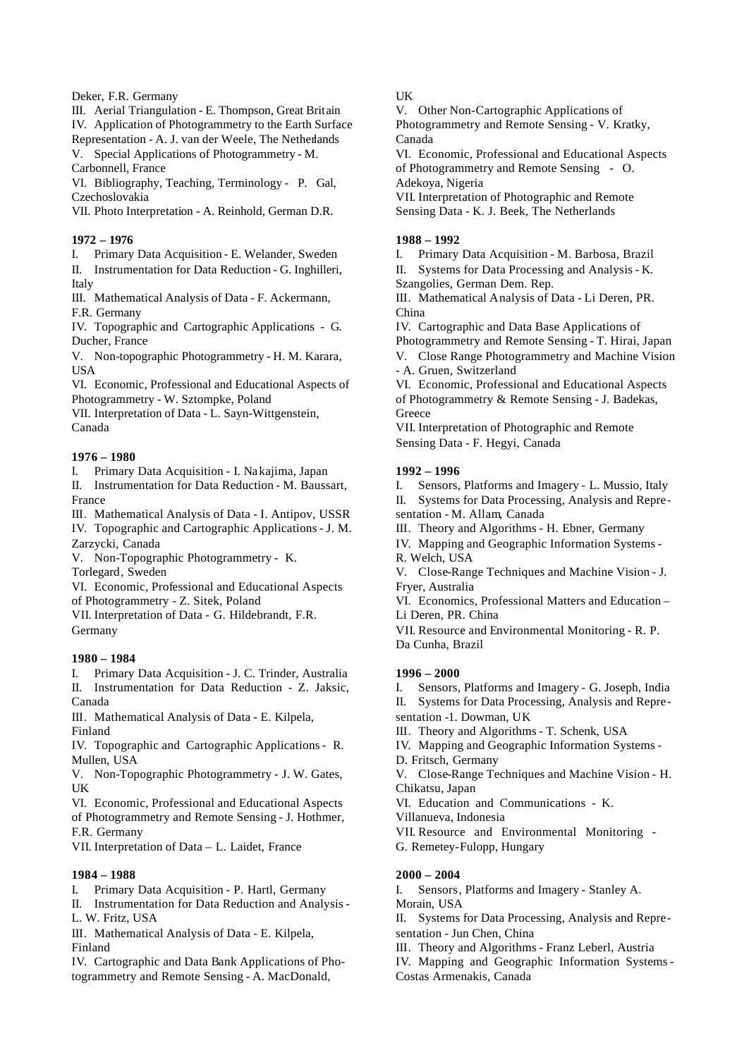Deker, F.R. Germany

III. Aerial Triangulation - E. Thompson, Great Britain
IV. Application of Photogrammetry to the Earth Surface Representation - A. J. van der Weele, The Netherlands
V. Special Applications of Photogrammetry - M. Carbonnell, France
VI. Bibliography, Teaching, Terminology - P. Gal, Czechoslovakia
VII. Photo Interpretation - A. Reinhold, German D.R.

**1972 – 1976**

I. Primary Data Acquisition - E. Welander, Sweden
II. Instrumentation for Data Reduction - G. Inghilleri, Italy
III. Mathematical Analysis of Data - F. Ackermann, F.R. Germany
IV. Topographic and Cartographic Applications - G. Ducher, France
V. Non-topographic Photogrammetry - H. M. Karara, USA
VI. Economic, Professional and Educational Aspects of Photogrammetry - W. Sztompke, Poland
VII. Interpretation of Data - L. Sayn-Wittgenstein, Canada

**1976 – 1980**

I. Primary Data Acquisition - I. Nakajima, Japan
II. Instrumentation for Data Reduction - M. Baussart, France
III. Mathematical Analysis of Data - I. Antipov, USSR
IV. Topographic and Cartographic Applications - J. M. Zarzycki, Canada
V. Non-Topographic Photogrammetry - K. Torlegard, Sweden
VI. Economic, Professional and Educational Aspects of Photogrammetry - Z. Sitek, Poland
VII. Interpretation of Data - G. Hildebrandt, F.R. Germany

**1980 – 1984**

I. Primary Data Acquisition - J. C. Trinder, Australia
II. Instrumentation for Data Reduction - Z. Jaksic, Canada
III. Mathematical Analysis of Data - E. Kilpela, Finland
IV. Topographic and Cartographic Applications - R. Mullen, USA
V. Non-Topographic Photogrammetry - J. W. Gates, UK
VI. Economic, Professional and Educational Aspects of Photogrammetry and Remote Sensing - J. Hothmer, F.R. Germany
VII. Interpretation of Data – L. Laidet, France

**1984 – 1988**

I. Primary Data Acquisition - P. Hartl, Germany
II. Instrumentation for Data Reduction and Analysis - L. W. Fritz, USA
III. Mathematical Analysis of Data - E. Kilpela, Finland
IV. Cartographic and Data Bank Applications of Photogrammetry and Remote Sensing - A. MacDonald, UK
V. Other Non-Cartographic Applications of Photogrammetry and Remote Sensing - V. Kratky, Canada
VI. Economic, Professional and Educational Aspects of Photogrammetry and Remote Sensing - O. Adekoya, Nigeria
VII. Interpretation of Photographic and Remote Sensing Data - K. J. Beek, The Netherlands

**1988 – 1992**

I. Primary Data Acquisition - M. Barbosa, Brazil
II. Systems for Data Processing and Analysis - K. Szangolies, German Dem. Rep.
III. Mathematical Analysis of Data - Li Deren, PR. China
IV. Cartographic and Data Base Applications of Photogrammetry and Remote Sensing - T. Hirai, Japan
V. Close Range Photogrammetry and Machine Vision - A. Gruen, Switzerland
VI. Economic, Professional and Educational Aspects of Photogrammetry & Remote Sensing - J. Badekas, Greece
VII. Interpretation of Photographic and Remote Sensing Data - F. Hegyi, Canada

**1992 – 1996**

I. Sensors, Platforms and Imagery - L. Mussio, Italy
II. Systems for Data Processing, Analysis and Representation - M. Allam, Canada
III. Theory and Algorithms - H. Ebner, Germany
IV. Mapping and Geographic Information Systems - R. Welch, USA
V. Close-Range Techniques and Machine Vision - J. Fryer, Australia
VI. Economics, Professional Matters and Education – Li Deren, PR. China
VII. Resource and Environmental Monitoring - R. P. Da Cunha, Brazil

**1996 – 2000**

I. Sensors, Platforms and Imagery - G. Joseph, India
II. Systems for Data Processing, Analysis and Representation -1. Dowman, UK
III. Theory and Algorithms - T. Schenk, USA
IV. Mapping and Geographic Information Systems - D. Fritsch, Germany
V. Close-Range Techniques and Machine Vision - H. Chikatsu, Japan
VI. Education and Communications - K. Villanueva, Indonesia
VII. Resource and Environmental Monitoring - G. Remetey-Fulopp, Hungary

**2000 – 2004**

I. Sensors, Platforms and Imagery - Stanley A. Morain, USA
II. Systems for Data Processing, Analysis and Representation - Jun Chen, China
III. Theory and Algorithms - Franz Leberl, Austria
IV. Mapping and Geographic Information Systems - Costas Armenakis, Canada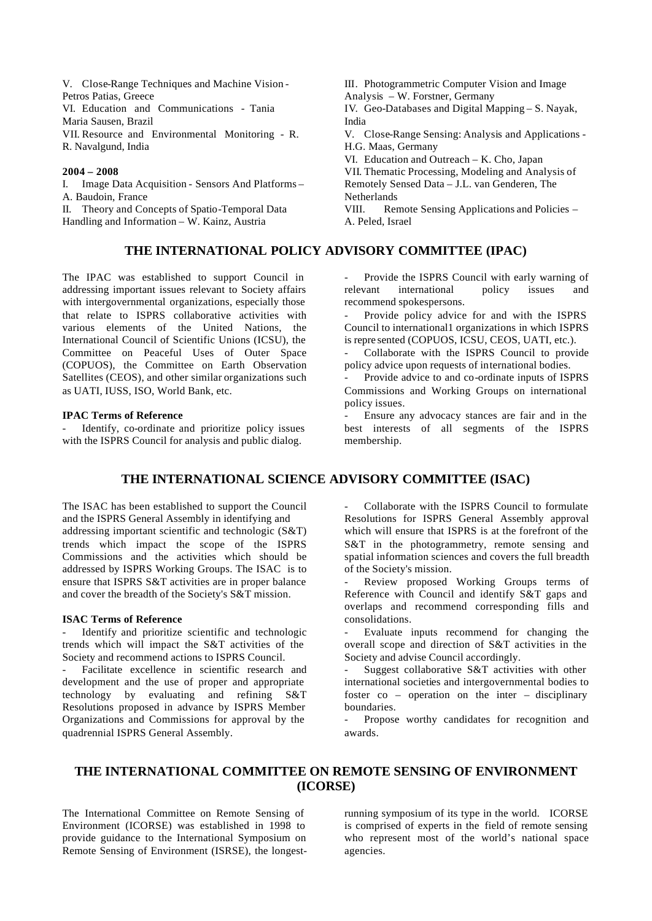V. Close-Range Techniques and Machine Vision - Petros Patias, Greece
VI. Education and Communications - Tania Maria Sausen, Brazil
VII. Resource and Environmental Monitoring - R. R. Navalgund, India

**2004 – 2008**

I. Image Data Acquisition - Sensors And Platforms – A. Baudoin, France
II. Theory and Concepts of Spatio-Temporal Data Handling and Information – W. Kainz, Austria
III. Photogrammetric Computer Vision and Image Analysis – W. Forstner, Germany
IV. Geo-Databases and Digital Mapping – S. Nayak, India
V. Close-Range Sensing: Analysis and Applications - H.G. Maas, Germany
VI. Education and Outreach – K. Cho, Japan
VII. Thematic Processing, Modeling and Analysis of Remotely Sensed Data – J.L. van Genderen, The Netherlands
VIII. Remote Sensing Applications and Policies – A. Peled, Israel

## THE INTERNATIONAL POLICY ADVISORY COMMITTEE (IPAC)

The IPAC was established to support Council in addressing important issues relevant to Society affairs with intergovernmental organizations, especially those that relate to ISPRS collaborative activities with various elements of the United Nations, the International Council of Scientific Unions (ICSU), the Committee on Peaceful Uses of Outer Space (COPUOS), the Committee on Earth Observation Satellites (CEOS), and other similar organizations such as UATI, IUSS, ISO, World Bank, etc.

**IPAC Terms of Reference**

- Identify, co-ordinate and prioritize policy issues with the ISPRS Council for analysis and public dialog.
- Provide the ISPRS Council with early warning of relevant international policy issues and recommend spokespersons.
- Provide policy advice for and with the ISPRS Council to international1 organizations in which ISPRS is represented (COPUOS, ICSU, CEOS, UATI, etc.).
- Collaborate with the ISPRS Council to provide policy advice upon requests of international bodies.
- Provide advice to and co-ordinate inputs of ISPRS Commissions and Working Groups on international policy issues.
- Ensure any advocacy stances are fair and in the best interests of all segments of the ISPRS membership.

## THE INTERNATIONAL SCIENCE ADVISORY COMMITTEE (ISAC)

The ISAC has been established to support the Council and the ISPRS General Assembly in identifying and addressing important scientific and technologic (S&T) trends which impact the scope of the ISPRS Commissions and the activities which should be addressed by ISPRS Working Groups. The ISAC is to ensure that ISPRS S&T activities are in proper balance and cover the breadth of the Society's S&T mission.

**ISAC Terms of Reference**

- Identify and prioritize scientific and technologic trends which will impact the S&T activities of the Society and recommend actions to ISPRS Council.
- Facilitate excellence in scientific research and development and the use of proper and appropriate technology by evaluating and refining S&T Resolutions proposed in advance by ISPRS Member Organizations and Commissions for approval by the quadrennial ISPRS General Assembly.
- Collaborate with the ISPRS Council to formulate Resolutions for ISPRS General Assembly approval which will ensure that ISPRS is at the forefront of the S&T in the photogrammetry, remote sensing and spatial information sciences and covers the full breadth of the Society's mission.
- Review proposed Working Groups terms of Reference with Council and identify S&T gaps and overlaps and recommend corresponding fills and consolidations.
- Evaluate inputs recommend for changing the overall scope and direction of S&T activities in the Society and advise Council accordingly.
- Suggest collaborative S&T activities with other international societies and intergovernmental bodies to foster co – operation on the inter – disciplinary boundaries.
- Propose worthy candidates for recognition and awards.

## THE INTERNATIONAL COMMITTEE ON REMOTE SENSING OF ENVIRONMENT (ICORSE)

The International Committee on Remote Sensing of Environment (ICORSE) was established in 1998 to provide guidance to the International Symposium on Remote Sensing of Environment (ISRSE), the longest-running symposium of its type in the world. ICORSE is comprised of experts in the field of remote sensing who represent most of the world's national space agencies.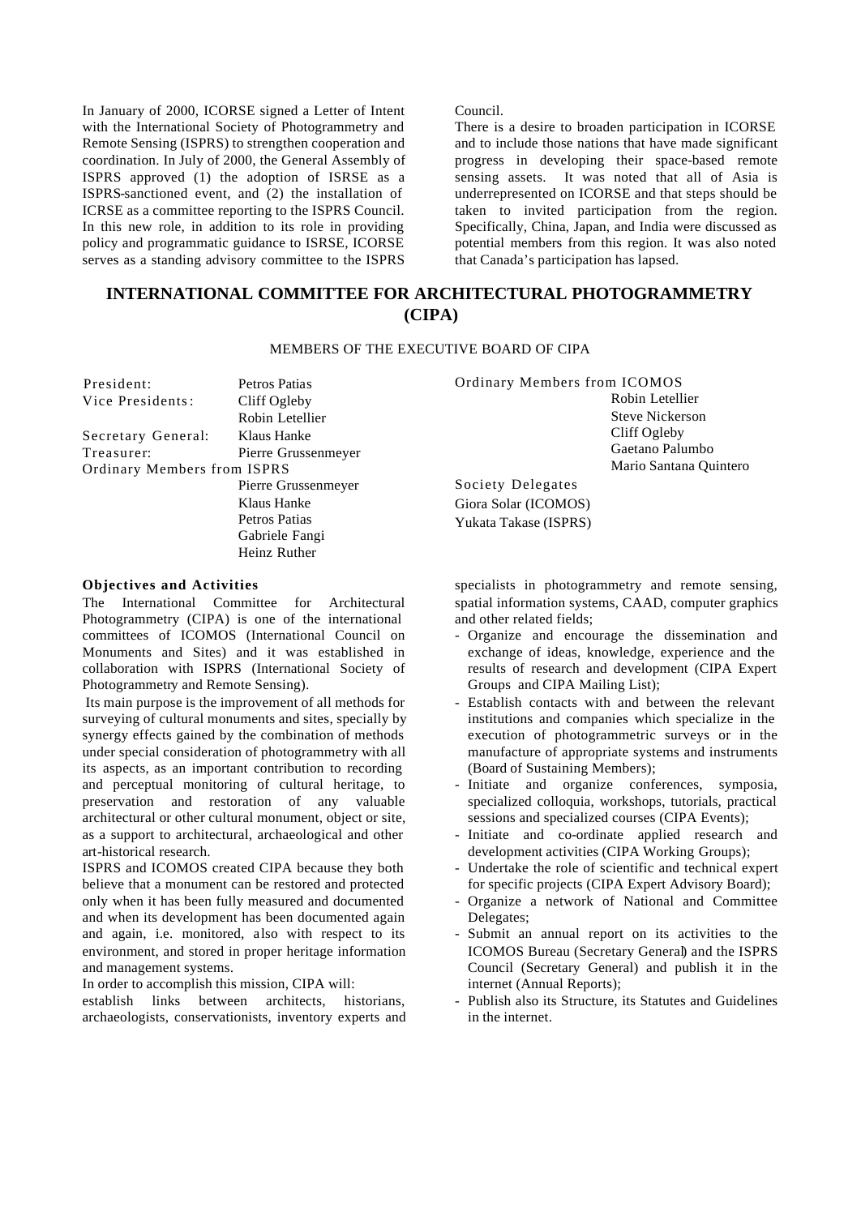In January of 2000, ICORSE signed a Letter of Intent with the International Society of Photogrammetry and Remote Sensing (ISPRS) to strengthen cooperation and coordination. In July of 2000, the General Assembly of ISPRS approved (1) the adoption of ISRSE as a ISPRS-sanctioned event, and (2) the installation of ICRSE as a committee reporting to the ISPRS Council. In this new role, in addition to its role in providing policy and programmatic guidance to ISRSE, ICORSE serves as a standing advisory committee to the ISPRS Council.

There is a desire to broaden participation in ICORSE and to include those nations that have made significant progress in developing their space-based remote sensing assets. It was noted that all of Asia is underrepresented on ICORSE and that steps should be taken to invited participation from the region. Specifically, China, Japan, and India were discussed as potential members from this region. It was also noted that Canada's participation has lapsed.

## INTERNATIONAL COMMITTEE FOR ARCHITECTURAL PHOTOGRAMMETRY (CIPA)

MEMBERS OF THE EXECUTIVE BOARD OF CIPA

| | |
|---|---|
| President: | Petros Patias |
| Vice Presidents: | Cliff Ogleby |
| | Robin Letellier |
| Secretary General: | Klaus Hanke |
| Treasurer: | Pierre Grussenmeyer |
| Ordinary Members from ISPRS | |
| | Pierre Grussenmeyer |
| | Klaus Hanke |
| | Petros Patias |
| | Gabriele Fangi |
| | Heinz Ruther |
| Ordinary Members from ICOMOS | |
| | Robin Letellier |
| | Steve Nickerson |
| | Cliff Ogleby |
| | Gaetano Palumbo |
| | Mario Santana Quintero |
| Society Delegates | |
| | Giora Solar (ICOMOS) |
| | Yukata Takase (ISPRS) |

### Objectives and Activities

The International Committee for Architectural Photogrammetry (CIPA) is one of the international committees of ICOMOS (International Council on Monuments and Sites) and it was established in collaboration with ISPRS (International Society of Photogrammetry and Remote Sensing).

Its main purpose is the improvement of all methods for surveying of cultural monuments and sites, specially by synergy effects gained by the combination of methods under special consideration of photogrammetry with all its aspects, as an important contribution to recording and perceptual monitoring of cultural heritage, to preservation and restoration of any valuable architectural or other cultural monument, object or site, as a support to architectural, archaeological and other art-historical research.

ISPRS and ICOMOS created CIPA because they both believe that a monument can be restored and protected only when it has been fully measured and documented and when its development has been documented again and again, i.e. monitored, also with respect to its environment, and stored in proper heritage information and management systems.

In order to accomplish this mission, CIPA will:

establish links between architects, historians, archaeologists, conservationists, inventory experts and specialists in photogrammetry and remote sensing, spatial information systems, CAAD, computer graphics and other related fields;

- Organize and encourage the dissemination and exchange of ideas, knowledge, experience and the results of research and development (CIPA Expert Groups and CIPA Mailing List);
- Establish contacts with and between the relevant institutions and companies which specialize in the execution of photogrammetric surveys or in the manufacture of appropriate systems and instruments (Board of Sustaining Members);
- Initiate and organize conferences, symposia, specialized colloquia, workshops, tutorials, practical sessions and specialized courses (CIPA Events);
- Initiate and co-ordinate applied research and development activities (CIPA Working Groups);
- Undertake the role of scientific and technical expert for specific projects (CIPA Expert Advisory Board);
- Organize a network of National and Committee Delegates;
- Submit an annual report on its activities to the ICOMOS Bureau (Secretary General) and the ISPRS Council (Secretary General) and publish it in the internet (Annual Reports);
- Publish also its Structure, its Statutes and Guidelines in the internet.